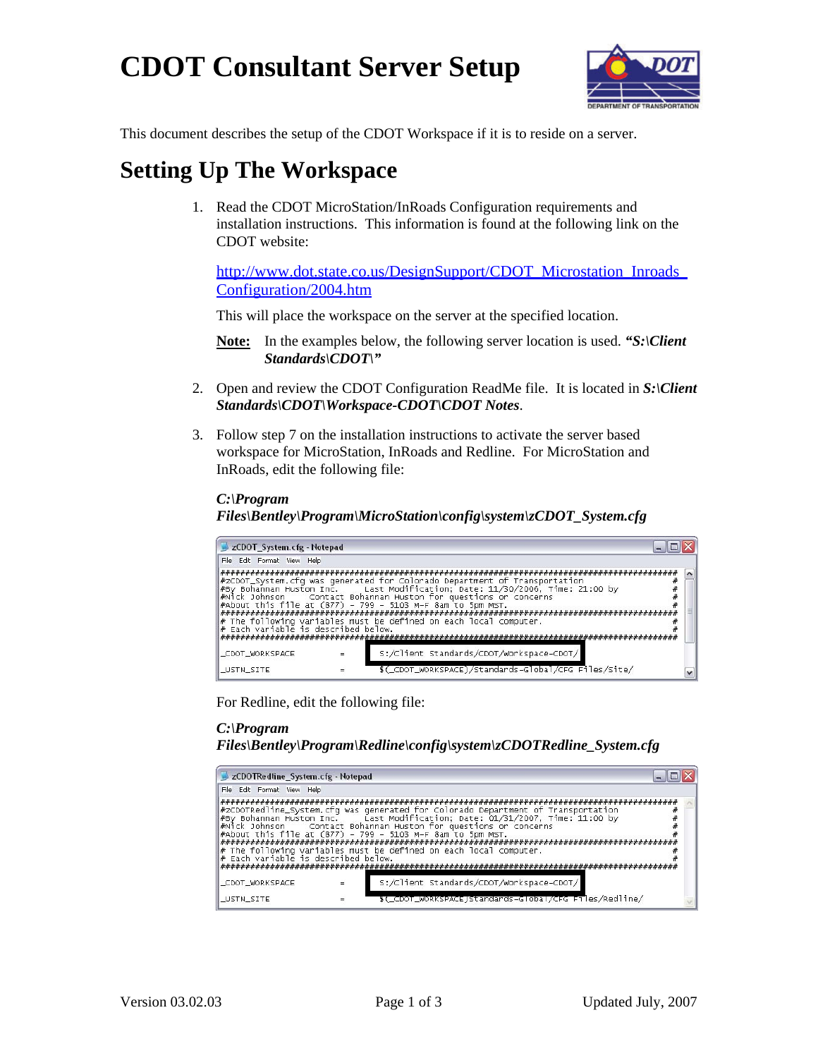# CDOT Consultant Server Setup

This document describes the setup of the CDOT Workspace if it is to reside on a server.

## Setting Up The Workspace

1. Read the CDOT MicroStation/InRoads Configuration requirements and installation instructions. This information is found at the following link on the CDOT website:

   http://www.dot.state.co.us/DesignSupport/CDOT_Microstation_Inroads_Configuration/2004.htm

   This will place the workspace on the server at the specified location.

   **Note:** In the examples below, the following server location is used. ***"S:\Client Standards\CDOT\"***

2. Open and review the CDOT Configuration ReadMe file. It is located in ***S:\Client Standards\CDOT\Workspace-CDOT\CDOT Notes***.

3. Follow step 7 on the installation instructions to activate the server based workspace for MicroStation, InRoads and Redline. For MicroStation and InRoads, edit the following file:

   ***C:\Program Files\Bentley\Program\MicroStation\config\system\zCDOT_System.cfg***

   ```
   zCDOT_System.cfg - Notepad
   ########################################################################################
   #zCDOT_System.cfg was generated for Colorado Department of Transportation              #
   #By Bohannan Huston Inc.     Last Modification; Date: 11/30/2006, Time: 21:00 by        #
   #Nick Johnson      Contact Bohannan Huston for questions or concerns                   #
   #About this file at (877) - 799 - 5103 M-F 8am to 5pm MST.                             #
   ########################################################################################
   # The following variables must be defined on each local computer.                      #
   # Each variable is described below.                                                    #
   ########################################################################################
   _CDOT_WORKSPACE          =          S:/Client Standards/CDOT/Workspace-CDOT/
   _USTN_SITE               =          $(_CDOT_WORKSPACE)/Standards-Global/CFG Files/Site/
   ```

   For Redline, edit the following file:

   ***C:\Program Files\Bentley\Program\Redline\config\system\zCDOTRedline_System.cfg***

   ```
   zCDOTRedline_System.cfg - Notepad
   ########################################################################################
   #zCDOTRedline_System.cfg was generated for Colorado Department of Transportation       #
   #By Bohannan Huston Inc.     Last Modification; Date: 01/31/2007, Time: 11:00 by        #
   #Nick Johnson      Contact Bohannan Huston for questions or concerns                   #
   #About this file at (877) - 799 - 5103 M-F 8am to 5pm MST.                             #
   ########################################################################################
   # The following variables must be defined on each local computer.                      #
   # Each variable is described below.                                                    #
   ########################################################################################
   _CDOT_WORKSPACE          =          S:/Client Standards/CDOT/Workspace-CDOT/
   _USTN_SITE               =          $(_CDOT_WORKSPACE)Standards-Global/CFG Files/Redline/
   ```

Version 03.02.03 Updated July, 2007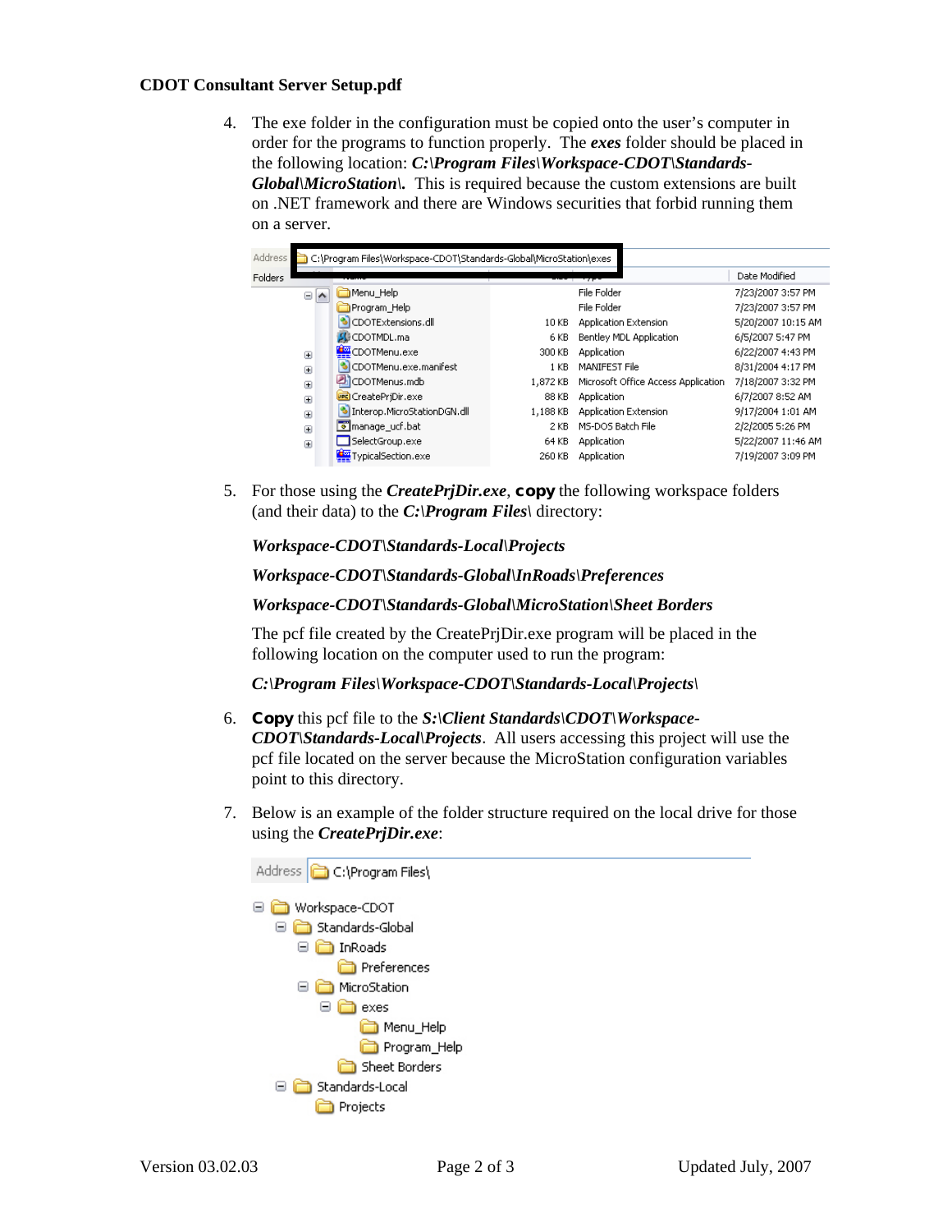**CDOT Consultant Server Setup.pdf**

4. The exe folder in the configuration must be copied onto the user's computer in order for the programs to function properly. The *exes* folder should be placed in the following location: ***C:\Program Files\Workspace-CDOT\Standards-Global\MicroStation\.*** This is required because the custom extensions are built on .NET framework and there are Windows securities that forbid running them on a server.

   Address: C:\Program Files\Workspace-CDOT\Standards-Global\MicroStation\exes

   | Name | Size | Type | Date Modified |
   |---|---|---|---|
   | Menu_Help | | File Folder | 7/23/2007 3:57 PM |
   | Program_Help | | File Folder | 7/23/2007 3:57 PM |
   | CDOTExtensions.dll | 10 KB | Application Extension | 5/20/2007 10:15 AM |
   | CDOTMDL.ma | 6 KB | Bentley MDL Application | 6/5/2007 5:47 PM |
   | CDOTMenu.exe | 300 KB | Application | 6/22/2007 4:43 PM |
   | CDOTMenu.exe.manifest | 1 KB | MANIFEST File | 8/31/2004 4:17 PM |
   | CDOTMenus.mdb | 1,872 KB | Microsoft Office Access Application | 7/18/2007 3:32 PM |
   | CreatePrjDir.exe | 88 KB | Application | 6/7/2007 8:52 AM |
   | Interop.MicroStationDGN.dll | 1,188 KB | Application Extension | 9/17/2004 1:01 AM |
   | manage_ucf.bat | 2 KB | MS-DOS Batch File | 2/2/2005 5:26 PM |
   | SelectGroup.exe | 64 KB | Application | 5/22/2007 11:46 AM |
   | TypicalSection.exe | 260 KB | Application | 7/19/2007 3:09 PM |

5. For those using the ***CreatePrjDir.exe***, **copy** the following workspace folders (and their data) to the ***C:\Program Files\*** directory:

   ***Workspace-CDOT\Standards-Local\Projects***

   ***Workspace-CDOT\Standards-Global\InRoads\Preferences***

   ***Workspace-CDOT\Standards-Global\MicroStation\Sheet Borders***

   The pcf file created by the CreatePrjDir.exe program will be placed in the following location on the computer used to run the program:

   ***C:\Program Files\Workspace-CDOT\Standards-Local\Projects\***

6. **Copy** this pcf file to the ***S:\Client Standards\CDOT\Workspace-CDOT\Standards-Local\Projects***. All users accessing this project will use the pcf file located on the server because the MicroStation configuration variables point to this directory.

7. Below is an example of the folder structure required on the local drive for those using the ***CreatePrjDir.exe***:

   Address: C:\Program Files\

   ```
   Workspace-CDOT
       Standards-Global
           InRoads
               Preferences
           MicroStation
               exes
                   Menu_Help
                   Program_Help
               Sheet Borders
       Standards-Local
           Projects
   ```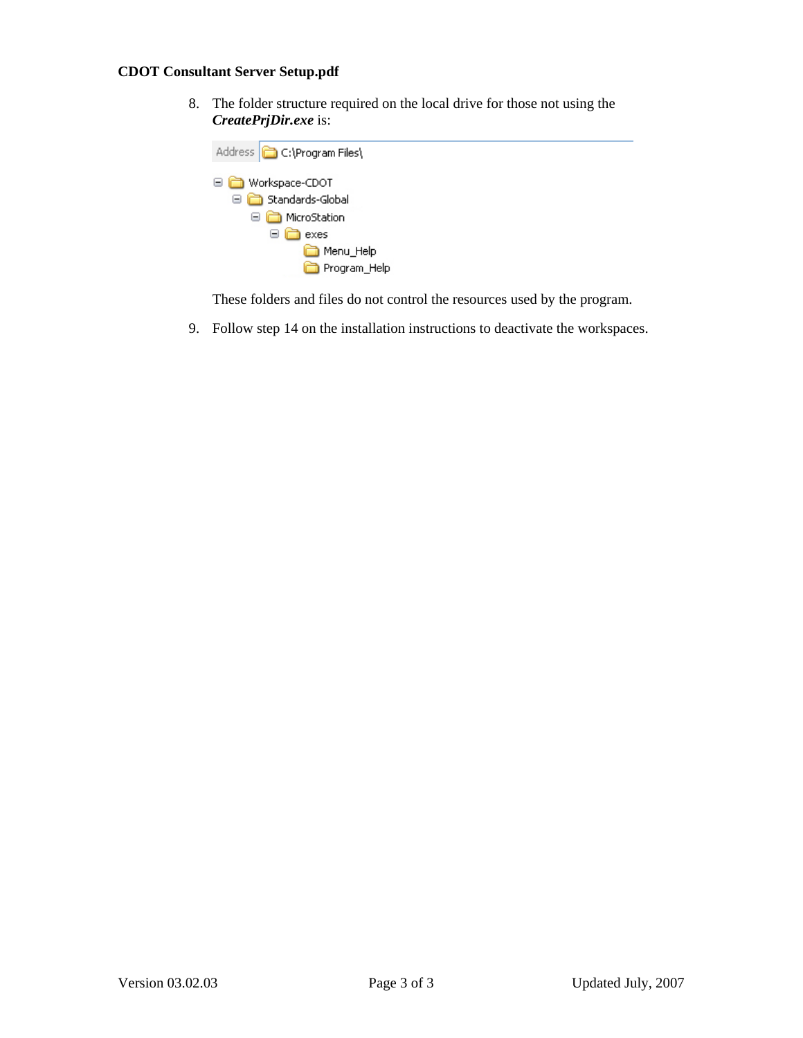8. The folder structure required on the local drive for those not using the ***CreatePrjDir.exe*** is:

   Address C:\Program Files\

   Workspace-CDOT
   Standards-Global
   MicroStation
   exes
   Menu_Help
   Program_Help

   These folders and files do not control the resources used by the program.

9. Follow step 14 on the installation instructions to deactivate the workspaces.